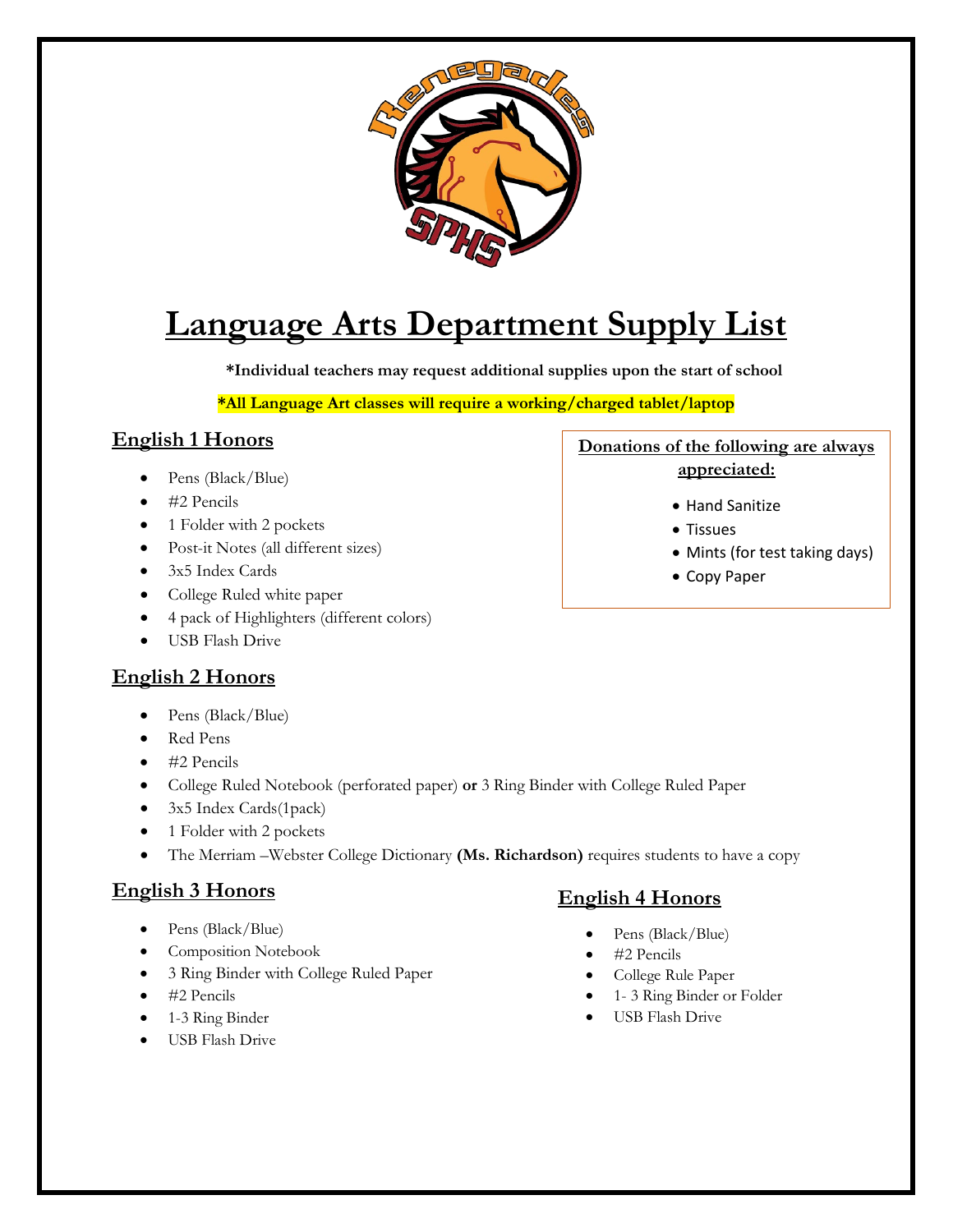# Language Arts Department Supply List

**\*Individual teachers may request additional supplies upon the start of school**

**\*All Language Art classes will require a working/charged tablet/laptop**

## English 1 Honors

- Pens (Black/Blue)
- #2 Pencils
- 1 Folder with 2 pockets
- Post-it Notes (all different sizes)
- 3x5 Index Cards
- College Ruled white paper
- 4 pack of Highlighters (different colors)
- USB Flash Drive

**Donations of the following are always appreciated:**

- Hand Sanitize
- Tissues
- Mints (for test taking days)
- Copy Paper

## English 2 Honors

- Pens (Black/Blue)
- Red Pens
- #2 Pencils
- College Ruled Notebook (perforated paper) **or** 3 Ring Binder with College Ruled Paper
- 3x5 Index Cards(1pack)
- 1 Folder with 2 pockets
- The Merriam –Webster College Dictionary **(Ms. Richardson)** requires students to have a copy

## English 3 Honors

- Pens (Black/Blue)
- Composition Notebook
- 3 Ring Binder with College Ruled Paper
- #2 Pencils
- 1-3 Ring Binder
- USB Flash Drive

## English 4 Honors

- Pens (Black/Blue)
- #2 Pencils
- College Rule Paper
- 1- 3 Ring Binder or Folder
- USB Flash Drive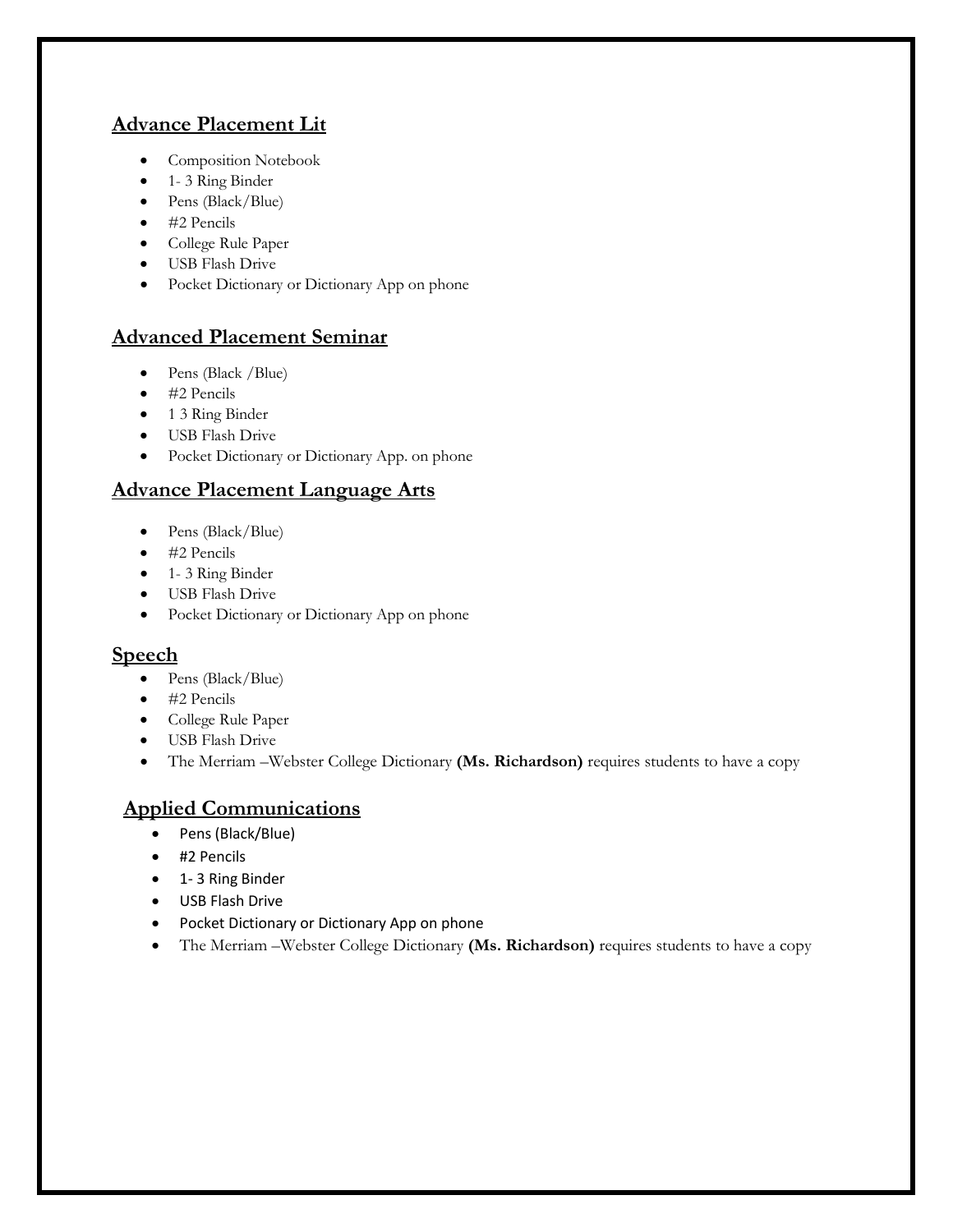## Advance Placement Lit

- Composition Notebook
- 1- 3 Ring Binder
- Pens (Black/Blue)
- #2 Pencils
- College Rule Paper
- USB Flash Drive
- Pocket Dictionary or Dictionary App on phone

## Advanced Placement Seminar

- Pens (Black /Blue)
- #2 Pencils
- 1 3 Ring Binder
- USB Flash Drive
- Pocket Dictionary or Dictionary App. on phone

## Advance Placement Language Arts

- Pens (Black/Blue)
- #2 Pencils
- 1- 3 Ring Binder
- USB Flash Drive
- Pocket Dictionary or Dictionary App on phone

## Speech

- Pens (Black/Blue)
- #2 Pencils
- College Rule Paper
- USB Flash Drive
- The Merriam –Webster College Dictionary **(Ms. Richardson)** requires students to have a copy

## Applied Communications

- Pens (Black/Blue)
- #2 Pencils
- 1- 3 Ring Binder
- USB Flash Drive
- Pocket Dictionary or Dictionary App on phone
- The Merriam –Webster College Dictionary **(Ms. Richardson)** requires students to have a copy